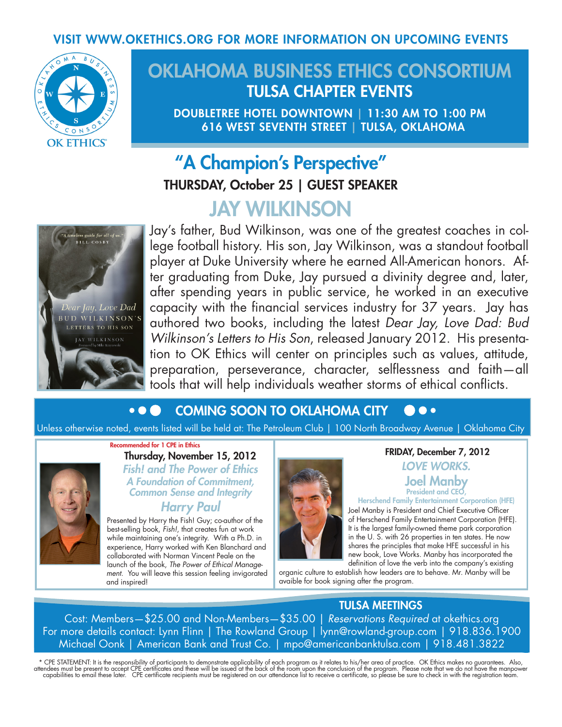VISIT WWW.OKETHICS.ORG FOR MORE INFORMATION ON UPCOMING EVENTS

# OKLAHOMA BUSINESS ETHICS CONSORTIUM

## TULSA CHAPTER EVENTS

**DOUBLETREE HOTEL DOWNTOWN | 11:30 AM TO 1:00 PM**
**616 WEST SEVENTH STREET | TULSA, OKLAHOMA**

## "A Champion's Perspective"

**THURSDAY, October 25 | GUEST SPEAKER**

## JAY WILKINSON

Jay's father, Bud Wilkinson, was one of the greatest coaches in college football history. His son, Jay Wilkinson, was a standout football player at Duke University where he earned All-American honors. After graduating from Duke, Jay pursued a divinity degree and, later, after spending years in public service, he worked in an executive capacity with the financial services industry for 37 years. Jay has authored two books, including the latest *Dear Jay, Love Dad: Bud Wilkinson's Letters to His Son*, released January 2012. His presentation to OK Ethics will center on principles such as values, attitude, preparation, perseverance, character, selflessness and faith—all tools that will help individuals weather storms of ethical conflicts.

## COMING SOON TO OKLAHOMA CITY

Unless otherwise noted, events listed will be held at: The Petroleum Club | 100 North Broadway Avenue | Oklahoma City

Recommended for 1 CPE in Ethics

**Thursday, November 15, 2012**

*Fish! and The Power of Ethics*
*A Foundation of Commitment, Common Sense and Integrity*

### Harry Paul

Presented by Harry the Fish! Guy; co-author of the best-selling book, *Fish!*, that creates fun at work while maintaining one's integrity. With a Ph.D. in experience, Harry worked with Ken Blanchard and collaborated with Norman Vincent Peale on the launch of the book, *The Power of Ethical Management*. You will leave this session feeling invigorated and inspired!

**FRIDAY, December 7, 2012**

*LOVE WORKS.*

### Joel Manby

President and CEO,
Herschend Family Entertainment Corporation (HFE)

Joel Manby is President and Chief Executive Officer of Herschend Family Entertainment Corporation (HFE). It is the largest family-owned theme park corporation in the U. S. with 26 properties in ten states. He now shares the principles that make HFE successful in his new book, Love Works. Manby has incorporated the definition of love the verb into the company's existing organic culture to establish how leaders are to behave. Mr. Manby will be avaible for book signing after the program.

## TULSA MEETINGS

Cost: Members—$25.00 and Non-Members—$35.00 | *Reservations Required* at okethics.org
For more details contact: Lynn Flinn | The Rowland Group | lynn@rowland-group.com | 918.836.1900
Michael Oonk | American Bank and Trust Co. | mpo@americanbanktulsa.com | 918.481.3822

\* CPE STATEMENT: It is the responsibility of participants to demonstrate applicability of each program as it relates to his/her area of practice. OK Ethics makes no guarantees. Also, attendees must be present to accept CPE certificates and these will be issued at the back of the room upon the conclusion of the program. Please note that we do not have the manpower capabilities to email these later. CPE certificate recipients must be registered on our attendance list to receive a certificate, so please be sure to check in with the registration team.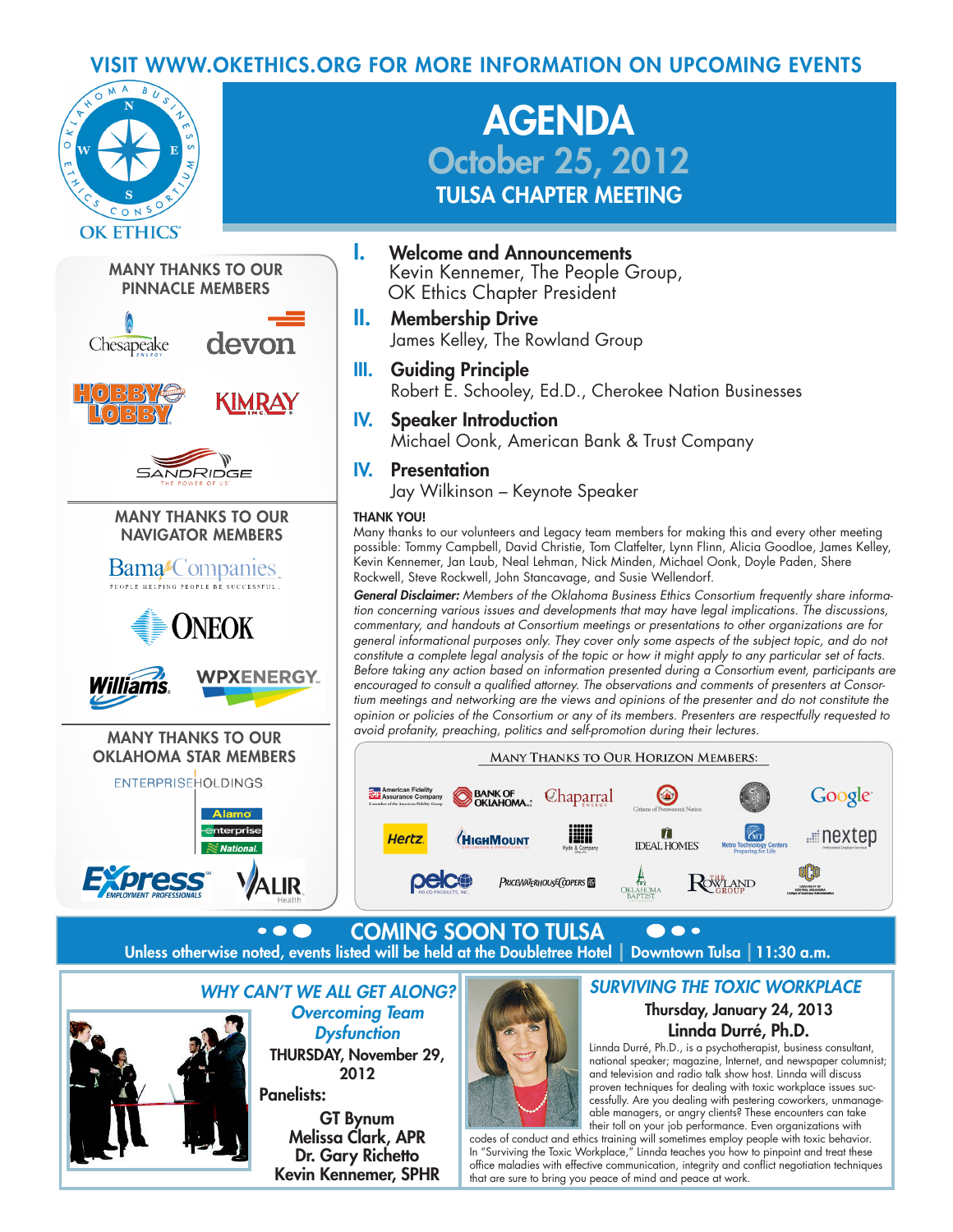VISIT WWW.OKETHICS.ORG FOR MORE INFORMATION ON UPCOMING EVENTS

OK ETHICS

# AGENDA

## October 25, 2012

### TULSA CHAPTER MEETING

**I. Welcome and Announcements**
Kevin Kennemer, The People Group, OK Ethics Chapter President

**II. Membership Drive**
James Kelley, The Rowland Group

**III. Guiding Principle**
Robert E. Schooley, Ed.D., Cherokee Nation Businesses

**IV. Speaker Introduction**
Michael Oonk, American Bank & Trust Company

**IV. Presentation**
Jay Wilkinson – Keynote Speaker

**THANK YOU!**

Many thanks to our volunteers and Legacy team members for making this and every other meeting possible: Tommy Campbell, David Christie, Tom Clatfelter, Lynn Flinn, Alicia Goodloe, James Kelley, Kevin Kennemer, Jan Laub, Neal Lehman, Nick Minden, Michael Oonk, Doyle Paden, Shere Rockwell, Steve Rockwell, John Stancavage, and Susie Wellendorf.

***General Disclaimer:*** *Members of the Oklahoma Business Ethics Consortium frequently share information concerning various issues and developments that may have legal implications. The discussions, commentary, and handouts at Consortium meetings or presentations to other organizations are for general informational purposes only. They cover only some aspects of the subject topic, and do not constitute a complete legal analysis of the topic or how it might apply to any particular set of facts. Before taking any action based on information presented during a Consortium event, participants are encouraged to consult a qualified attorney. The observations and comments of presenters at Consortium meetings and networking are the views and opinions of the presenter and do not constitute the opinion or policies of the Consortium or any of its members. Presenters are respectfully requested to avoid profanity, preaching, politics and self-promotion during their lectures.*

**MANY THANKS TO OUR PINNACLE MEMBERS**

Chesapeake Energy, devon, Hobby Lobby, Kimray Inc., SandRidge

**MANY THANKS TO OUR NAVIGATOR MEMBERS**

Bama Companies, ONEOK, Williams, WPX Energy

**MANY THANKS TO OUR OKLAHOMA STAR MEMBERS**

Enterprise Holdings (Alamo, Enterprise, National), Express Employment Professionals, Valir Health

**MANY THANKS TO OUR HORIZON MEMBERS:**

American Fidelity Assurance Company, Bank of Oklahoma, Chaparral Energy, Citizen Potawatomi Nation, Google, Hertz, HighMount, Hyde & Company, Ideal Homes, Metro Technology Centers, nextep, pelco, PricewaterhouseCoopers, Oklahoma Baptist, The Rowland Group, UCO

## COMING SOON TO TULSA

Unless otherwise noted, events listed will be held at the Doubletree Hotel | Downtown Tulsa | 11:30 a.m.

### *WHY CAN'T WE ALL GET ALONG?*

*Overcoming Team Dysfunction*

**THURSDAY, November 29, 2012**

**Panelists:**

**GT Bynum**
**Melissa Clark, APR**
**Dr. Gary Richetto**
**Kevin Kennemer, SPHR**

### *SURVIVING THE TOXIC WORKPLACE*

**Thursday, January 24, 2013**
**Linnda Durré, Ph.D.**

Linnda Durré, Ph.D., is a psychotherapist, business consultant, national speaker; magazine, Internet, and newspaper columnist; and television and radio talk show host. Linnda will discuss proven techniques for dealing with toxic workplace issues successfully. Are you dealing with pestering coworkers, unmanageable managers, or angry clients? These encounters can take their toll on your job performance. Even organizations with codes of conduct and ethics training will sometimes employ people with toxic behavior. In "Surviving the Toxic Workplace," Linnda teaches you how to pinpoint and treat these office maladies with effective communication, integrity and conflict negotiation techniques that are sure to bring you peace of mind and peace at work.